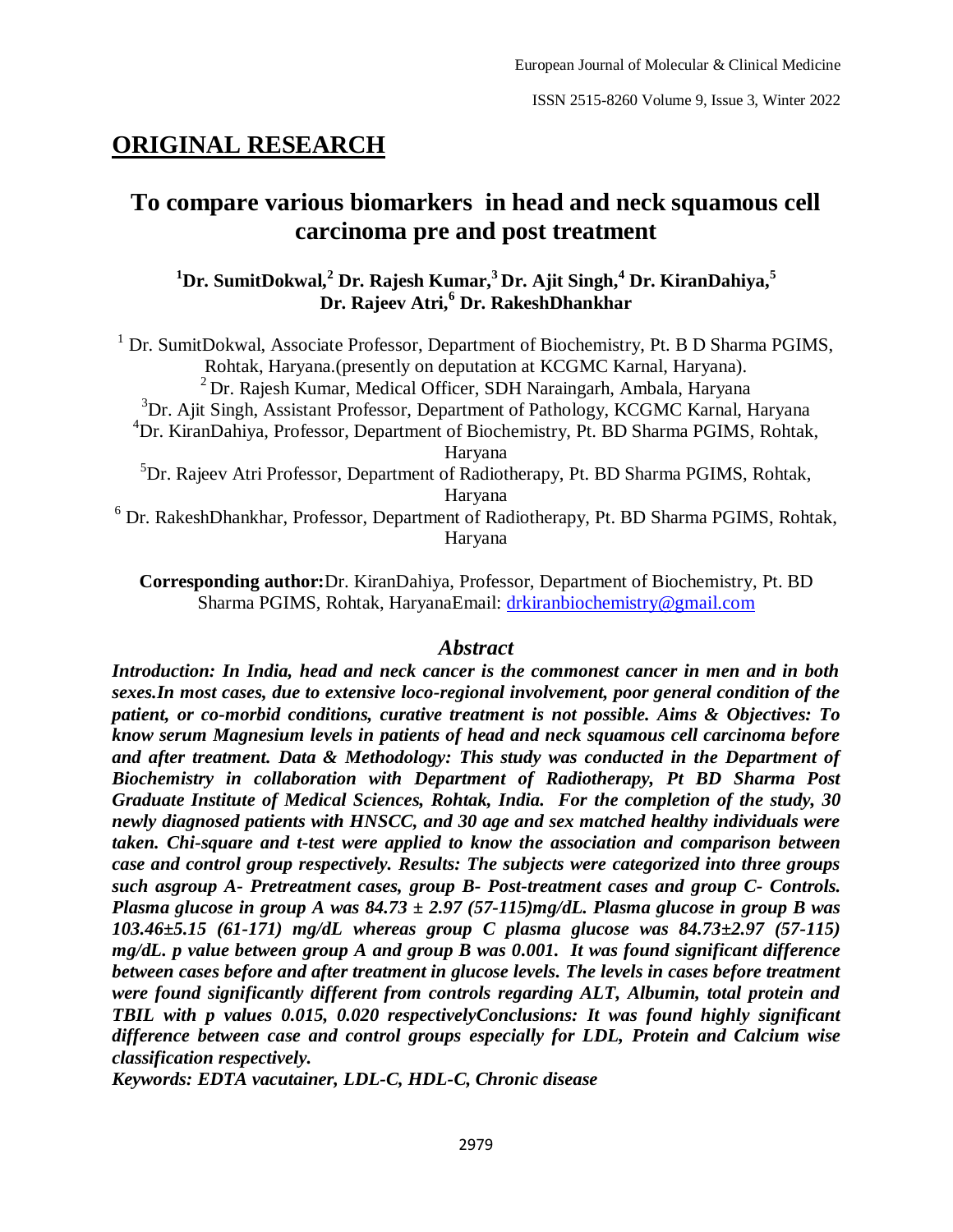## ORIGINAL RESEARCH

# To compare various biomarkers in head and neck squamous cell carcinoma pre and post treatment

**[1]Dr. SumitDokwal,[2] Dr. Rajesh Kumar,[3] Dr. Ajit Singh,[4] Dr. KiranDahiya,[5] Dr. Rajeev Atri,[6] Dr. RakeshDhankhar**

[1] Dr. SumitDokwal, Associate Professor, Department of Biochemistry, Pt. B D Sharma PGIMS, Rohtak, Haryana.(presently on deputation at KCGMC Karnal, Haryana).

[2] Dr. Rajesh Kumar, Medical Officer, SDH Naraingarh, Ambala, Haryana

[3]Dr. Ajit Singh, Assistant Professor, Department of Pathology, KCGMC Karnal, Haryana

[4]Dr. KiranDahiya, Professor, Department of Biochemistry, Pt. BD Sharma PGIMS, Rohtak, Haryana

[5]Dr. Rajeev Atri Professor, Department of Radiotherapy, Pt. BD Sharma PGIMS, Rohtak, Haryana

[6] Dr. RakeshDhankhar, Professor, Department of Radiotherapy, Pt. BD Sharma PGIMS, Rohtak, Haryana

**Corresponding author:**Dr. KiranDahiya, Professor, Department of Biochemistry, Pt. BD Sharma PGIMS, Rohtak, HaryanaEmail: drkiranbiochemistry@gmail.com

## *Abstract*

***Introduction: In India, head and neck cancer is the commonest cancer in men and in both sexes.In most cases, due to extensive loco-regional involvement, poor general condition of the patient, or co-morbid conditions, curative treatment is not possible. Aims & Objectives: To know serum Magnesium levels in patients of head and neck squamous cell carcinoma before and after treatment. Data & Methodology: This study was conducted in the Department of Biochemistry in collaboration with Department of Radiotherapy, Pt BD Sharma Post Graduate Institute of Medical Sciences, Rohtak, India. For the completion of the study, 30 newly diagnosed patients with HNSCC, and 30 age and sex matched healthy individuals were taken. Chi-square and t-test were applied to know the association and comparison between case and control group respectively. Results: The subjects were categorized into three groups such asgroup A- Pretreatment cases, group B- Post-treatment cases and group C- Controls. Plasma glucose in group A was 84.73 ± 2.97 (57-115)mg/dL. Plasma glucose in group B was 103.46±5.15 (61-171) mg/dL whereas group C plasma glucose was 84.73±2.97 (57-115) mg/dL. p value between group A and group B was 0.001. It was found significant difference between cases before and after treatment in glucose levels. The levels in cases before treatment were found significantly different from controls regarding ALT, Albumin, total protein and TBIL with p values 0.015, 0.020 respectivelyConclusions: It was found highly significant difference between case and control groups especially for LDL, Protein and Calcium wise classification respectively.***

***Keywords: EDTA vacutainer, LDL-C, HDL-C, Chronic disease***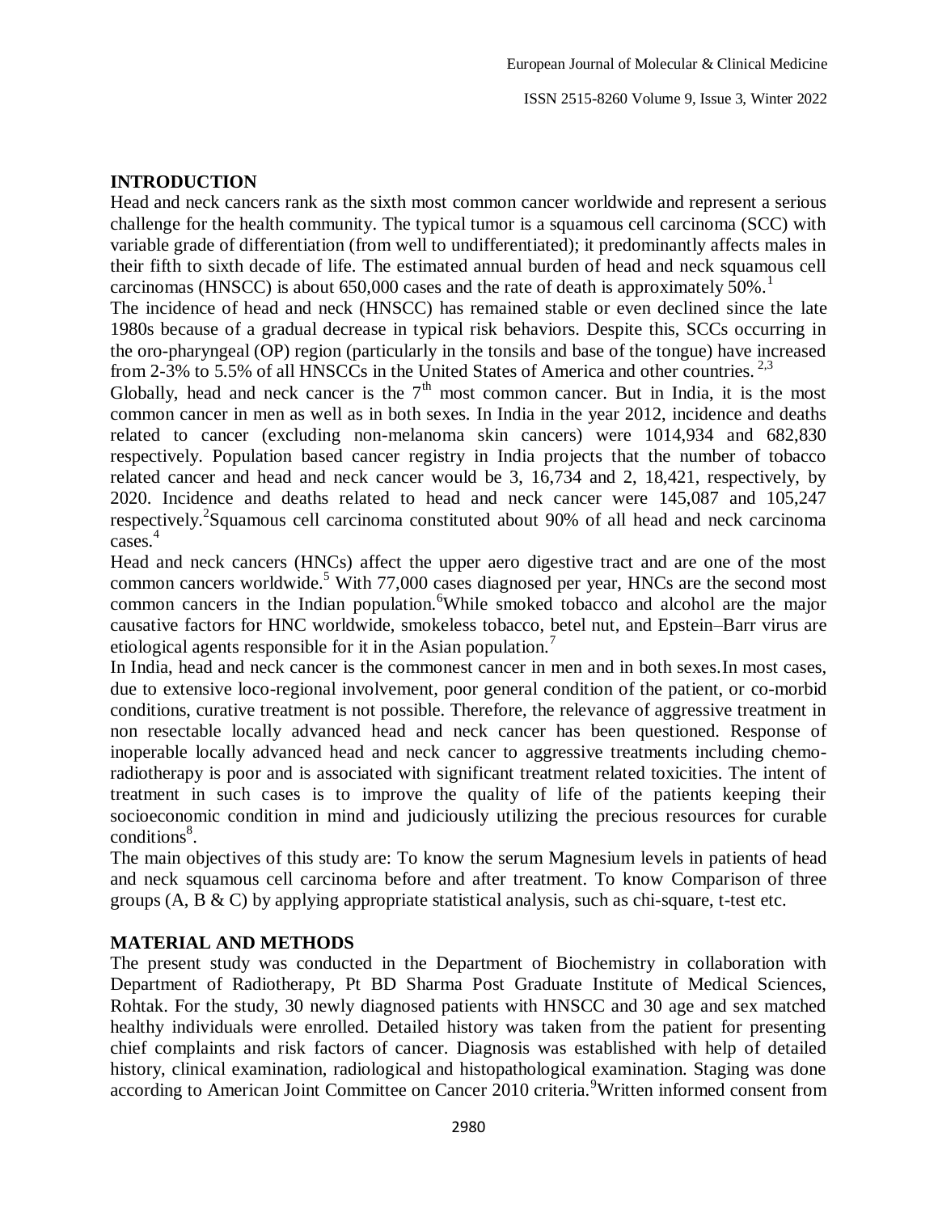## INTRODUCTION

Head and neck cancers rank as the sixth most common cancer worldwide and represent a serious challenge for the health community. The typical tumor is a squamous cell carcinoma (SCC) with variable grade of differentiation (from well to undifferentiated); it predominantly affects males in their fifth to sixth decade of life. The estimated annual burden of head and neck squamous cell carcinomas (HNSCC) is about 650,000 cases and the rate of death is approximately 50%.[1]

The incidence of head and neck (HNSCC) has remained stable or even declined since the late 1980s because of a gradual decrease in typical risk behaviors. Despite this, SCCs occurring in the oro-pharyngeal (OP) region (particularly in the tonsils and base of the tongue) have increased from 2-3% to 5.5% of all HNSCCs in the United States of America and other countries.[2,3]

Globally, head and neck cancer is the $7^{th}$ most common cancer. But in India, it is the most common cancer in men as well as in both sexes. In India in the year 2012, incidence and deaths related to cancer (excluding non-melanoma skin cancers) were 1014,934 and 682,830 respectively. Population based cancer registry in India projects that the number of tobacco related cancer and head and neck cancer would be 3, 16,734 and 2, 18,421, respectively, by 2020. Incidence and deaths related to head and neck cancer were 145,087 and 105,247 respectively.[2]Squamous cell carcinoma constituted about 90% of all head and neck carcinoma cases.[4]

Head and neck cancers (HNCs) affect the upper aero digestive tract and are one of the most common cancers worldwide.[5] With 77,000 cases diagnosed per year, HNCs are the second most common cancers in the Indian population.[6]While smoked tobacco and alcohol are the major causative factors for HNC worldwide, smokeless tobacco, betel nut, and Epstein–Barr virus are etiological agents responsible for it in the Asian population.[7]

In India, head and neck cancer is the commonest cancer in men and in both sexes.In most cases, due to extensive loco-regional involvement, poor general condition of the patient, or co-morbid conditions, curative treatment is not possible. Therefore, the relevance of aggressive treatment in non resectable locally advanced head and neck cancer has been questioned. Response of inoperable locally advanced head and neck cancer to aggressive treatments including chemo-radiotherapy is poor and is associated with significant treatment related toxicities. The intent of treatment in such cases is to improve the quality of life of the patients keeping their socioeconomic condition in mind and judiciously utilizing the precious resources for curable conditions[8].

The main objectives of this study are: To know the serum Magnesium levels in patients of head and neck squamous cell carcinoma before and after treatment. To know Comparison of three groups (A, B & C) by applying appropriate statistical analysis, such as chi-square, t-test etc.

## MATERIAL AND METHODS

The present study was conducted in the Department of Biochemistry in collaboration with Department of Radiotherapy, Pt BD Sharma Post Graduate Institute of Medical Sciences, Rohtak. For the study, 30 newly diagnosed patients with HNSCC and 30 age and sex matched healthy individuals were enrolled. Detailed history was taken from the patient for presenting chief complaints and risk factors of cancer. Diagnosis was established with help of detailed history, clinical examination, radiological and histopathological examination. Staging was done according to American Joint Committee on Cancer 2010 criteria.[9]Written informed consent from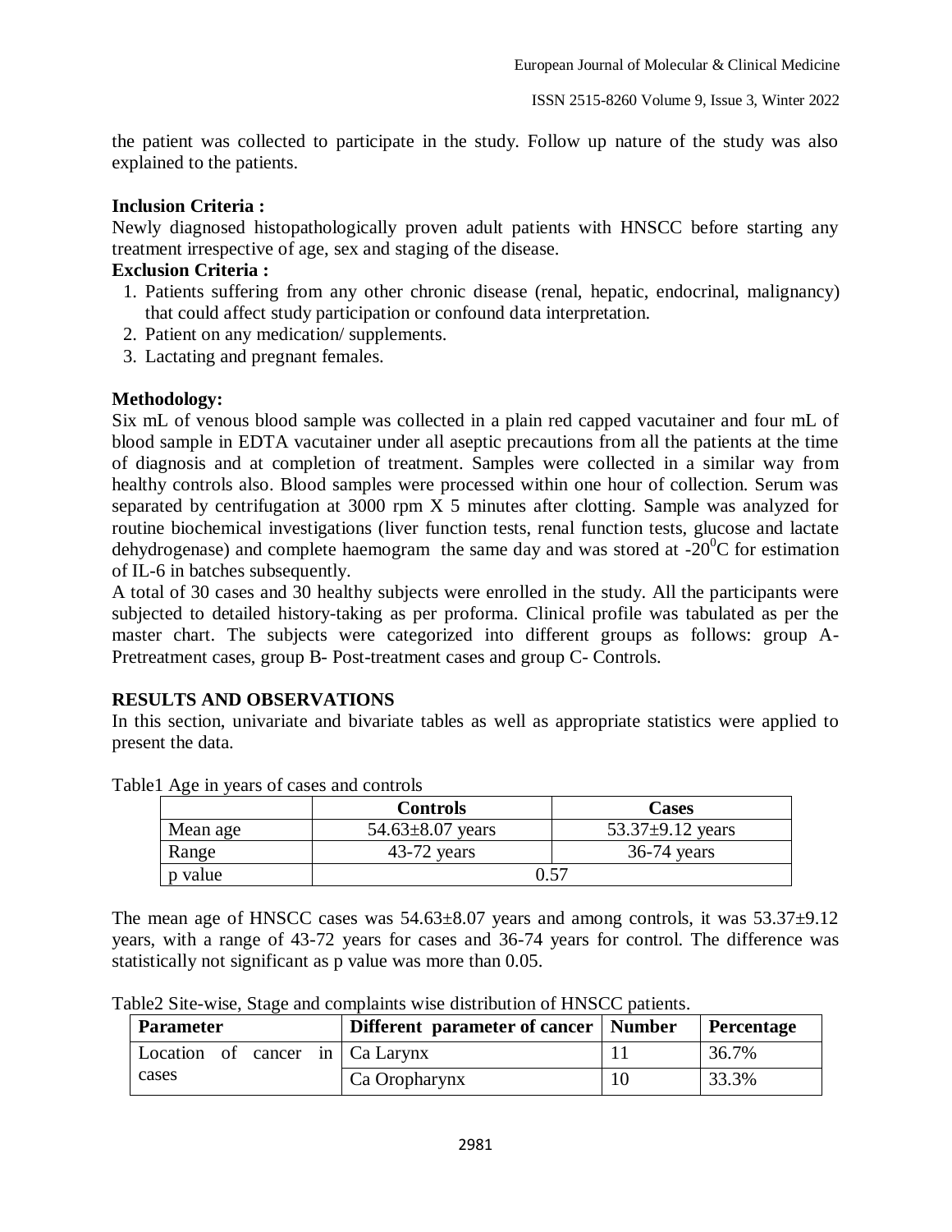the patient was collected to participate in the study. Follow up nature of the study was also explained to the patients.

**Inclusion Criteria :**

Newly diagnosed histopathologically proven adult patients with HNSCC before starting any treatment irrespective of age, sex and staging of the disease.

**Exclusion Criteria :**

1. Patients suffering from any other chronic disease (renal, hepatic, endocrinal, malignancy) that could affect study participation or confound data interpretation.
2. Patient on any medication/ supplements.
3. Lactating and pregnant females.

**Methodology:**

Six mL of venous blood sample was collected in a plain red capped vacutainer and four mL of blood sample in EDTA vacutainer under all aseptic precautions from all the patients at the time of diagnosis and at completion of treatment. Samples were collected in a similar way from healthy controls also. Blood samples were processed within one hour of collection. Serum was separated by centrifugation at 3000 rpm X 5 minutes after clotting. Sample was analyzed for routine biochemical investigations (liver function tests, renal function tests, glucose and lactate dehydrogenase) and complete haemogram the same day and was stored at -20$^{0}$C for estimation of IL-6 in batches subsequently.

A total of 30 cases and 30 healthy subjects were enrolled in the study. All the participants were subjected to detailed history-taking as per proforma. Clinical profile was tabulated as per the master chart. The subjects were categorized into different groups as follows: group A- Pretreatment cases, group B- Post-treatment cases and group C- Controls.

## RESULTS AND OBSERVATIONS

In this section, univariate and bivariate tables as well as appropriate statistics were applied to present the data.

Table1 Age in years of cases and controls

| | Controls | Cases |
|---|---|---|
| Mean age | 54.63±8.07 years | 53.37±9.12 years |
| Range | 43-72 years | 36-74 years |
| p value | 0.57 | |

The mean age of HNSCC cases was 54.63±8.07 years and among controls, it was 53.37±9.12 years, with a range of 43-72 years for cases and 36-74 years for control. The difference was statistically not significant as p value was more than 0.05.

Table2 Site-wise, Stage and complaints wise distribution of HNSCC patients.

| Parameter | Different parameter of cancer | Number | Percentage |
|---|---|---|---|
| Location of cancer in cases | Ca Larynx | 11 | 36.7% |
| | Ca Oropharynx | 10 | 33.3% |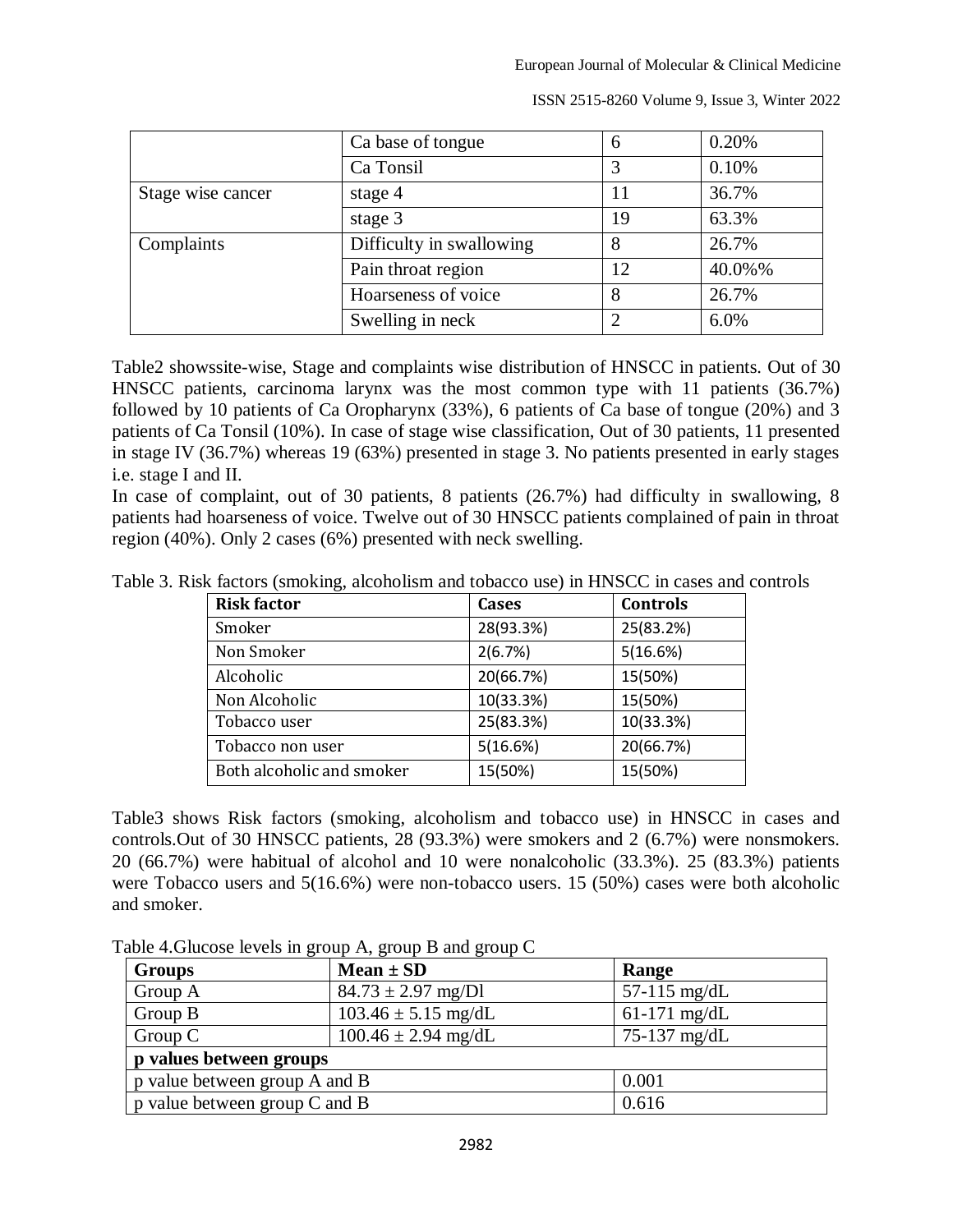| | Ca base of tongue | 6 | 0.20% |
|---|---|---|---|
| | Ca Tonsil | 3 | 0.10% |
| Stage wise cancer | stage 4 | 11 | 36.7% |
| | stage 3 | 19 | 63.3% |
| Complaints | Difficulty in swallowing | 8 | 26.7% |
| | Pain throat region | 12 | 40.0%% |
| | Hoarseness of voice | 8 | 26.7% |
| | Swelling in neck | 2 | 6.0% |

Table2 showssite-wise, Stage and complaints wise distribution of HNSCC in patients. Out of 30 HNSCC patients, carcinoma larynx was the most common type with 11 patients (36.7%) followed by 10 patients of Ca Oropharynx (33%), 6 patients of Ca base of tongue (20%) and 3 patients of Ca Tonsil (10%). In case of stage wise classification, Out of 30 patients, 11 presented in stage IV (36.7%) whereas 19 (63%) presented in stage 3. No patients presented in early stages i.e. stage I and II.

In case of complaint, out of 30 patients, 8 patients (26.7%) had difficulty in swallowing, 8 patients had hoarseness of voice. Twelve out of 30 HNSCC patients complained of pain in throat region (40%). Only 2 cases (6%) presented with neck swelling.

Table 3. Risk factors (smoking, alcoholism and tobacco use) in HNSCC in cases and controls

| Risk factor | Cases | Controls |
|---|---|---|
| Smoker | 28(93.3%) | 25(83.2%) |
| Non Smoker | 2(6.7%) | 5(16.6%) |
| Alcoholic | 20(66.7%) | 15(50%) |
| Non Alcoholic | 10(33.3%) | 15(50%) |
| Tobacco user | 25(83.3%) | 10(33.3%) |
| Tobacco non user | 5(16.6%) | 20(66.7%) |
| Both alcoholic and smoker | 15(50%) | 15(50%) |

Table3 shows Risk factors (smoking, alcoholism and tobacco use) in HNSCC in cases and controls.Out of 30 HNSCC patients, 28 (93.3%) were smokers and 2 (6.7%) were nonsmokers. 20 (66.7%) were habitual of alcohol and 10 were nonalcoholic (33.3%). 25 (83.3%) patients were Tobacco users and 5(16.6%) were non-tobacco users. 15 (50%) cases were both alcoholic and smoker.

Table 4.Glucose levels in group A, group B and group C

| Groups | Mean ± SD | Range |
|---|---|---|
| Group A | 84.73 ± 2.97 mg/Dl | 57-115 mg/dL |
| Group B | 103.46 ± 5.15 mg/dL | 61-171 mg/dL |
| Group C | 100.46 ± 2.94 mg/dL | 75-137 mg/dL |
| **p values between groups** | | |
| p value between group A and B | | 0.001 |
| p value between group C and B | | 0.616 |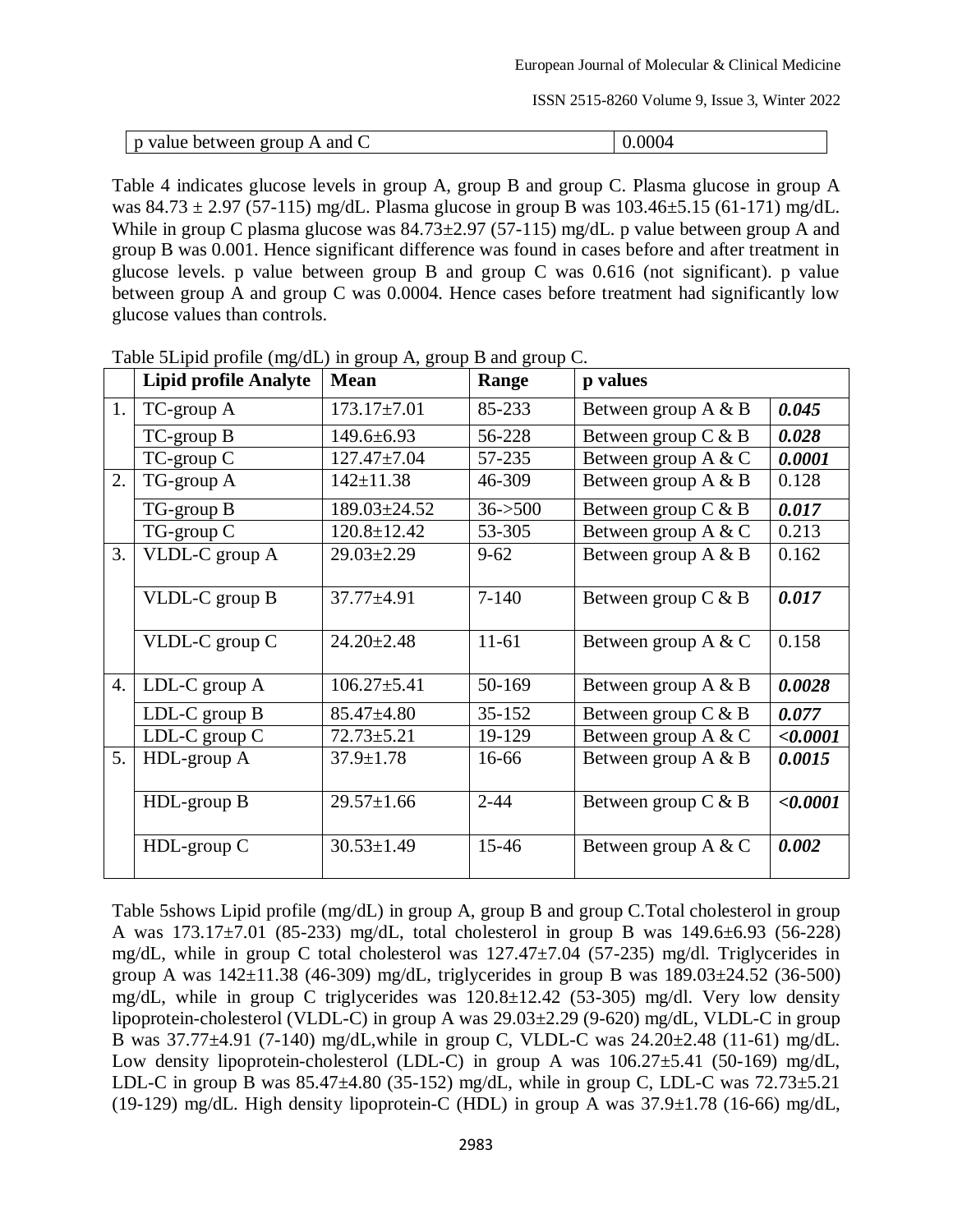| p value between group A and C | 0.0004 |
|---|---|

Table 4 indicates glucose levels in group A, group B and group C. Plasma glucose in group A was 84.73 ± 2.97 (57-115) mg/dL. Plasma glucose in group B was 103.46±5.15 (61-171) mg/dL. While in group C plasma glucose was 84.73±2.97 (57-115) mg/dL. p value between group A and group B was 0.001. Hence significant difference was found in cases before and after treatment in glucose levels. p value between group B and group C was 0.616 (not significant). p value between group A and group C was 0.0004. Hence cases before treatment had significantly low glucose values than controls.

Table 5Lipid profile (mg/dL) in group A, group B and group C.

| | Lipid profile Analyte | Mean | Range | p values | |
|---|---|---|---|---|---|
| 1. | TC-group A | 173.17±7.01 | 85-233 | Between group A & B | ***0.045*** |
| | TC-group B | 149.6±6.93 | 56-228 | Between group C & B | ***0.028*** |
| | TC-group C | 127.47±7.04 | 57-235 | Between group A & C | ***0.0001*** |
| 2. | TG-group A | 142±11.38 | 46-309 | Between group A & B | 0.128 |
| | TG-group B | 189.03±24.52 | 36->500 | Between group C & B | ***0.017*** |
| | TG-group C | 120.8±12.42 | 53-305 | Between group A & C | 0.213 |
| 3. | VLDL-C group A | 29.03±2.29 | 9-62 | Between group A & B | 0.162 |
| | VLDL-C group B | 37.77±4.91 | 7-140 | Between group C & B | ***0.017*** |
| | VLDL-C group C | 24.20±2.48 | 11-61 | Between group A & C | 0.158 |
| 4. | LDL-C group A | 106.27±5.41 | 50-169 | Between group A & B | ***0.0028*** |
| | LDL-C group B | 85.47±4.80 | 35-152 | Between group C & B | ***0.077*** |
| | LDL-C group C | 72.73±5.21 | 19-129 | Between group A & C | ***<0.0001*** |
| 5. | HDL-group A | 37.9±1.78 | 16-66 | Between group A & B | ***0.0015*** |
| | HDL-group B | 29.57±1.66 | 2-44 | Between group C & B | ***<0.0001*** |
| | HDL-group C | 30.53±1.49 | 15-46 | Between group A & C | ***0.002*** |

Table 5shows Lipid profile (mg/dL) in group A, group B and group C.Total cholesterol in group A was 173.17±7.01 (85-233) mg/dL, total cholesterol in group B was 149.6±6.93 (56-228) mg/dL, while in group C total cholesterol was 127.47±7.04 (57-235) mg/dl. Triglycerides in group A was 142±11.38 (46-309) mg/dL, triglycerides in group B was 189.03±24.52 (36-500) mg/dL, while in group C triglycerides was 120.8±12.42 (53-305) mg/dl. Very low density lipoprotein-cholesterol (VLDL-C) in group A was 29.03±2.29 (9-620) mg/dL, VLDL-C in group B was 37.77±4.91 (7-140) mg/dL,while in group C, VLDL-C was 24.20±2.48 (11-61) mg/dL. Low density lipoprotein-cholesterol (LDL-C) in group A was 106.27±5.41 (50-169) mg/dL, LDL-C in group B was 85.47±4.80 (35-152) mg/dL, while in group C, LDL-C was 72.73±5.21 (19-129) mg/dL. High density lipoprotein-C (HDL) in group A was 37.9±1.78 (16-66) mg/dL,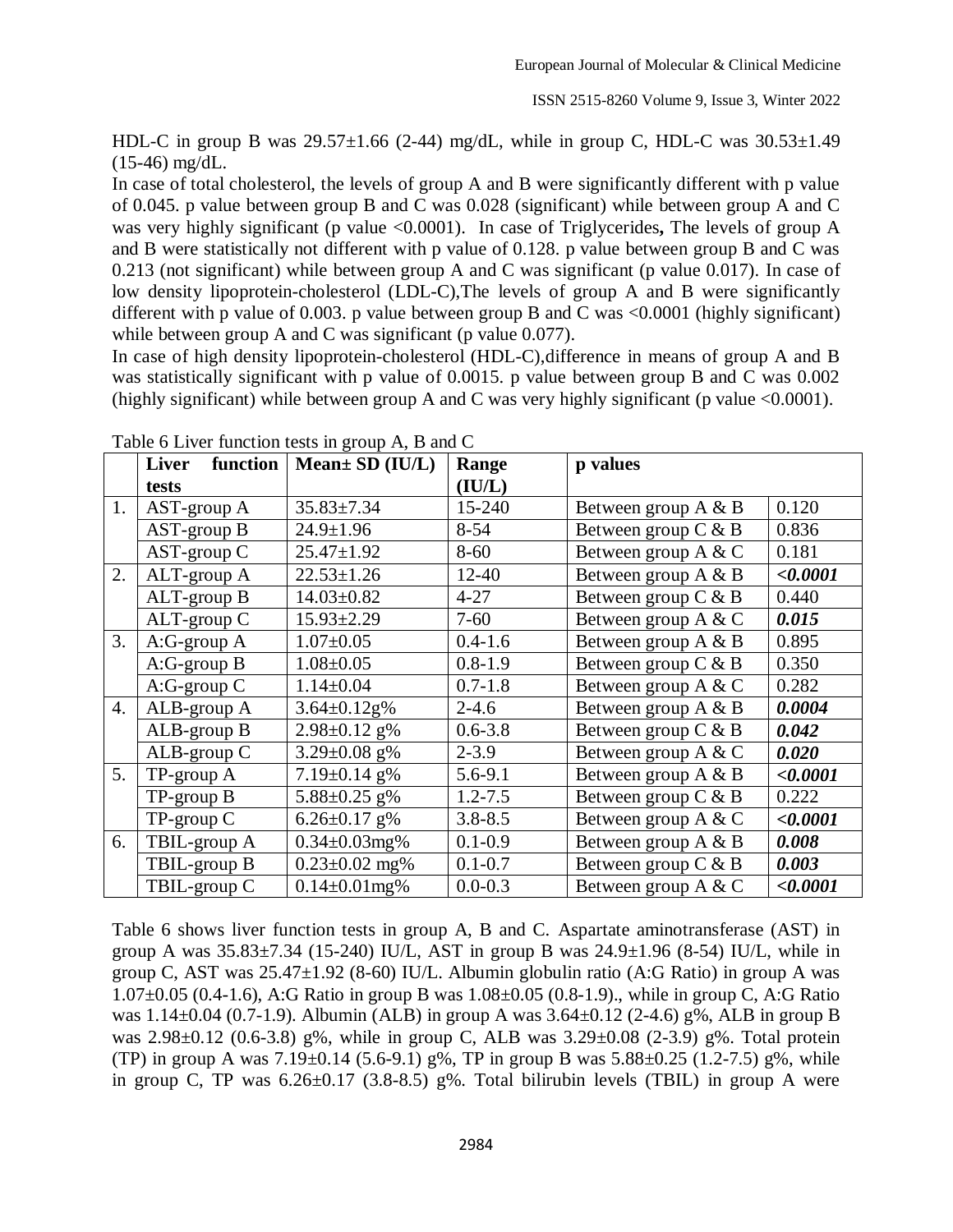HDL-C in group B was 29.57±1.66 (2-44) mg/dL, while in group C, HDL-C was 30.53±1.49 (15-46) mg/dL.

In case of total cholesterol, the levels of group A and B were significantly different with p value of 0.045. p value between group B and C was 0.028 (significant) while between group A and C was very highly significant (p value <0.0001). In case of Triglycerides**,** The levels of group A and B were statistically not different with p value of 0.128. p value between group B and C was 0.213 (not significant) while between group A and C was significant (p value 0.017). In case of low density lipoprotein-cholesterol (LDL-C),The levels of group A and B were significantly different with p value of 0.003. p value between group B and C was <0.0001 (highly significant) while between group A and C was significant (p value 0.077).

In case of high density lipoprotein-cholesterol (HDL-C),difference in means of group A and B was statistically significant with p value of 0.0015. p value between group B and C was 0.002 (highly significant) while between group A and C was very highly significant (p value <0.0001).

Table 6 Liver function tests in group A, B and C

| | **Liver function tests** | **Mean± SD (IU/L)** | **Range (IU/L)** | **p values** | |
|---|---|---|---|---|---|
| 1. | AST-group A | 35.83±7.34 | 15-240 | Between group A & B | 0.120 |
| | AST-group B | 24.9±1.96 | 8-54 | Between group C & B | 0.836 |
| | AST-group C | 25.47±1.92 | 8-60 | Between group A & C | 0.181 |
| 2. | ALT-group A | 22.53±1.26 | 12-40 | Between group A & B | ***<0.0001*** |
| | ALT-group B | 14.03±0.82 | 4-27 | Between group C & B | 0.440 |
| | ALT-group C | 15.93±2.29 | 7-60 | Between group A & C | ***0.015*** |
| 3. | A:G-group A | 1.07±0.05 | 0.4-1.6 | Between group A & B | 0.895 |
| | A:G-group B | 1.08±0.05 | 0.8-1.9 | Between group C & B | 0.350 |
| | A:G-group C | 1.14±0.04 | 0.7-1.8 | Between group A & C | 0.282 |
| 4. | ALB-group A | 3.64±0.12g% | 2-4.6 | Between group A & B | ***0.0004*** |
| | ALB-group B | 2.98±0.12 g% | 0.6-3.8 | Between group C & B | ***0.042*** |
| | ALB-group C | 3.29±0.08 g% | 2-3.9 | Between group A & C | ***0.020*** |
| 5. | TP-group A | 7.19±0.14 g% | 5.6-9.1 | Between group A & B | ***<0.0001*** |
| | TP-group B | 5.88±0.25 g% | 1.2-7.5 | Between group C & B | 0.222 |
| | TP-group C | 6.26±0.17 g% | 3.8-8.5 | Between group A & C | ***<0.0001*** |
| 6. | TBIL-group A | 0.34±0.03mg% | 0.1-0.9 | Between group A & B | ***0.008*** |
| | TBIL-group B | 0.23±0.02 mg% | 0.1-0.7 | Between group C & B | ***0.003*** |
| | TBIL-group C | 0.14±0.01mg% | 0.0-0.3 | Between group A & C | ***<0.0001*** |

Table 6 shows liver function tests in group A, B and C. Aspartate aminotransferase (AST) in group A was 35.83±7.34 (15-240) IU/L, AST in group B was 24.9±1.96 (8-54) IU/L, while in group C, AST was 25.47±1.92 (8-60) IU/L. Albumin globulin ratio (A:G Ratio) in group A was 1.07±0.05 (0.4-1.6), A:G Ratio in group B was 1.08±0.05 (0.8-1.9)., while in group C, A:G Ratio was 1.14±0.04 (0.7-1.9). Albumin (ALB) in group A was 3.64±0.12 (2-4.6) g%, ALB in group B was 2.98±0.12 (0.6-3.8) g%, while in group C, ALB was 3.29±0.08 (2-3.9) g%. Total protein (TP) in group A was 7.19±0.14 (5.6-9.1) g%, TP in group B was 5.88±0.25 (1.2-7.5) g%, while in group C, TP was 6.26±0.17 (3.8-8.5) g%. Total bilirubin levels (TBIL) in group A were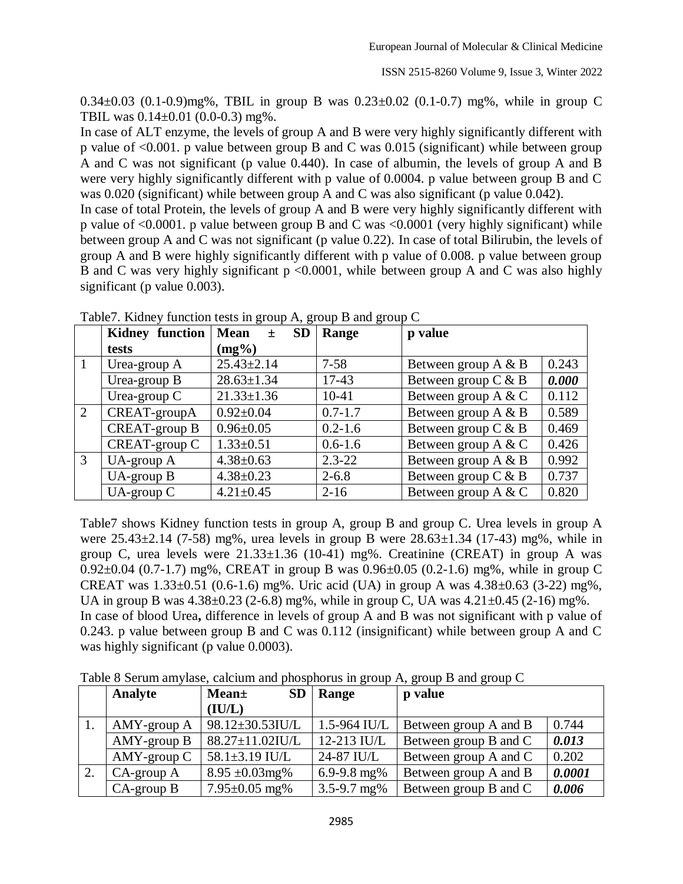0.34±0.03 (0.1-0.9)mg%, TBIL in group B was 0.23±0.02 (0.1-0.7) mg%, while in group C TBIL was 0.14±0.01 (0.0-0.3) mg%.

In case of ALT enzyme, the levels of group A and B were very highly significantly different with p value of <0.001. p value between group B and C was 0.015 (significant) while between group A and C was not significant (p value 0.440). In case of albumin, the levels of group A and B were very highly significantly different with p value of 0.0004. p value between group B and C was 0.020 (significant) while between group A and C was also significant (p value 0.042).

In case of total Protein, the levels of group A and B were very highly significantly different with p value of <0.0001. p value between group B and C was <0.0001 (very highly significant) while between group A and C was not significant (p value 0.22). In case of total Bilirubin, the levels of group A and B were highly significantly different with p value of 0.008. p value between group B and C was very highly significant p <0.0001, while between group A and C was also highly significant (p value 0.003).

Table7. Kidney function tests in group A, group B and group C

| | **Kidney function tests** | **Mean ± SD (mg%)** | **Range** | **p value** | |
|---|---|---|---|---|---|
| 1 | Urea-group A | 25.43±2.14 | 7-58 | Between group A & B | 0.243 |
| | Urea-group B | 28.63±1.34 | 17-43 | Between group C & B | ***0.000*** |
| | Urea-group C | 21.33±1.36 | 10-41 | Between group A & C | 0.112 |
| 2 | CREAT-groupA | 0.92±0.04 | 0.7-1.7 | Between group A & B | 0.589 |
| | CREAT-group B | 0.96±0.05 | 0.2-1.6 | Between group C & B | 0.469 |
| | CREAT-group C | 1.33±0.51 | 0.6-1.6 | Between group A & C | 0.426 |
| 3 | UA-group A | 4.38±0.63 | 2.3-22 | Between group A & B | 0.992 |
| | UA-group B | 4.38±0.23 | 2-6.8 | Between group C & B | 0.737 |
| | UA-group C | 4.21±0.45 | 2-16 | Between group A & C | 0.820 |

Table7 shows Kidney function tests in group A, group B and group C. Urea levels in group A were 25.43±2.14 (7-58) mg%, urea levels in group B were 28.63±1.34 (17-43) mg%, while in group C, urea levels were 21.33±1.36 (10-41) mg%. Creatinine (CREAT) in group A was 0.92±0.04 (0.7-1.7) mg%, CREAT in group B was 0.96±0.05 (0.2-1.6) mg%, while in group C CREAT was 1.33±0.51 (0.6-1.6) mg%. Uric acid (UA) in group A was 4.38±0.63 (3-22) mg%, UA in group B was 4.38±0.23 (2-6.8) mg%, while in group C, UA was 4.21±0.45 (2-16) mg%.

In case of blood Urea**,** difference in levels of group A and B was not significant with p value of 0.243. p value between group B and C was 0.112 (insignificant) while between group A and C was highly significant (p value 0.0003).

Table 8 Serum amylase, calcium and phosphorus in group A, group B and group C

| | **Analyte** | **Mean± SD (IU/L)** | **Range** | **p value** | |
|---|---|---|---|---|---|
| 1. | AMY-group A | 98.12±30.53IU/L | 1.5-964 IU/L | Between group A and B | 0.744 |
| | AMY-group B | 88.27±11.02IU/L | 12-213 IU/L | Between group B and C | ***0.013*** |
| | AMY-group C | 58.1±3.19 IU/L | 24-87 IU/L | Between group A and C | 0.202 |
| 2. | CA-group A | 8.95 ±0.03mg% | 6.9-9.8 mg% | Between group A and B | ***0.0001*** |
| | CA-group B | 7.95±0.05 mg% | 3.5-9.7 mg% | Between group B and C | ***0.006*** |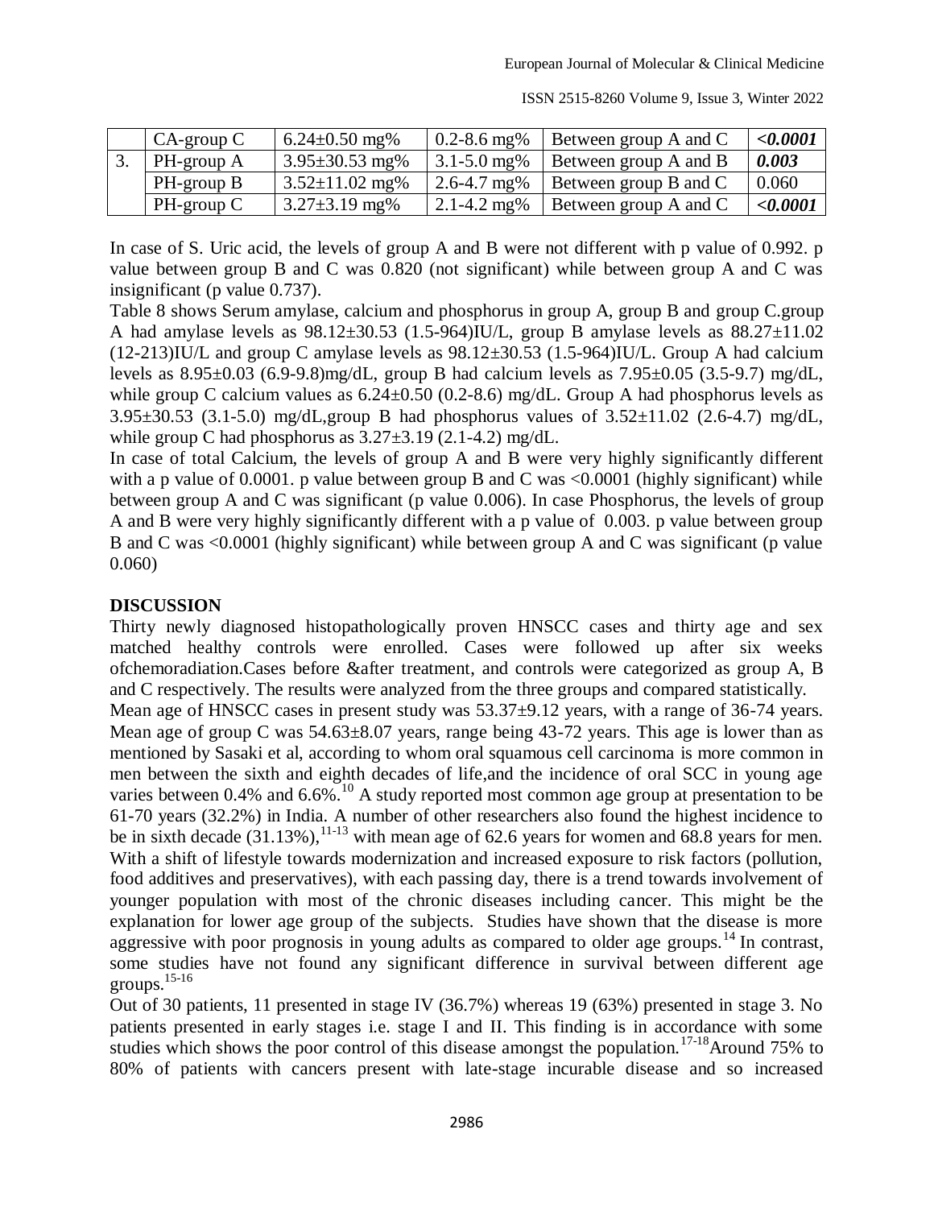|  | CA-group C | 6.24±0.50 mg% | 0.2-8.6 mg% | Between group A and C | ***<0.0001*** |
|---|---|---|---|---|---|
| 3. | PH-group A | 3.95±30.53 mg% | 3.1-5.0 mg% | Between group A and B | ***0.003*** |
|  | PH-group B | 3.52±11.02 mg% | 2.6-4.7 mg% | Between group B and C | 0.060 |
|  | PH-group C | 3.27±3.19 mg% | 2.1-4.2 mg% | Between group A and C | ***<0.0001*** |

In case of S. Uric acid, the levels of group A and B were not different with p value of 0.992. p value between group B and C was 0.820 (not significant) while between group A and C was insignificant (p value 0.737).

Table 8 shows Serum amylase, calcium and phosphorus in group A, group B and group C.group A had amylase levels as 98.12±30.53 (1.5-964)IU/L, group B amylase levels as 88.27±11.02 (12-213)IU/L and group C amylase levels as 98.12±30.53 (1.5-964)IU/L. Group A had calcium levels as 8.95±0.03 (6.9-9.8)mg/dL, group B had calcium levels as 7.95±0.05 (3.5-9.7) mg/dL, while group C calcium values as 6.24±0.50 (0.2-8.6) mg/dL. Group A had phosphorus levels as 3.95±30.53 (3.1-5.0) mg/dL,group B had phosphorus values of 3.52±11.02 (2.6-4.7) mg/dL, while group C had phosphorus as 3.27±3.19 (2.1-4.2) mg/dL.

In case of total Calcium, the levels of group A and B were very highly significantly different with a p value of 0.0001. p value between group B and C was <0.0001 (highly significant) while between group A and C was significant (p value 0.006). In case Phosphorus, the levels of group A and B were very highly significantly different with a p value of 0.003. p value between group B and C was <0.0001 (highly significant) while between group A and C was significant (p value 0.060)

## DISCUSSION

Thirty newly diagnosed histopathologically proven HNSCC cases and thirty age and sex matched healthy controls were enrolled. Cases were followed up after six weeks ofchemoradiation.Cases before &after treatment, and controls were categorized as group A, B and C respectively. The results were analyzed from the three groups and compared statistically.

Mean age of HNSCC cases in present study was 53.37±9.12 years, with a range of 36-74 years. Mean age of group C was 54.63±8.07 years, range being 43-72 years. This age is lower than as mentioned by Sasaki et al, according to whom oral squamous cell carcinoma is more common in men between the sixth and eighth decades of life,and the incidence of oral SCC in young age varies between 0.4% and 6.6%.[10] A study reported most common age group at presentation to be 61-70 years (32.2%) in India. A number of other researchers also found the highest incidence to be in sixth decade (31.13%),[11-13] with mean age of 62.6 years for women and 68.8 years for men. With a shift of lifestyle towards modernization and increased exposure to risk factors (pollution, food additives and preservatives), with each passing day, there is a trend towards involvement of younger population with most of the chronic diseases including cancer. This might be the explanation for lower age group of the subjects. Studies have shown that the disease is more aggressive with poor prognosis in young adults as compared to older age groups.[14] In contrast, some studies have not found any significant difference in survival between different age groups.[15-16]

Out of 30 patients, 11 presented in stage IV (36.7%) whereas 19 (63%) presented in stage 3. No patients presented in early stages i.e. stage I and II. This finding is in accordance with some studies which shows the poor control of this disease amongst the population.[17-18]Around 75% to 80% of patients with cancers present with late-stage incurable disease and so increased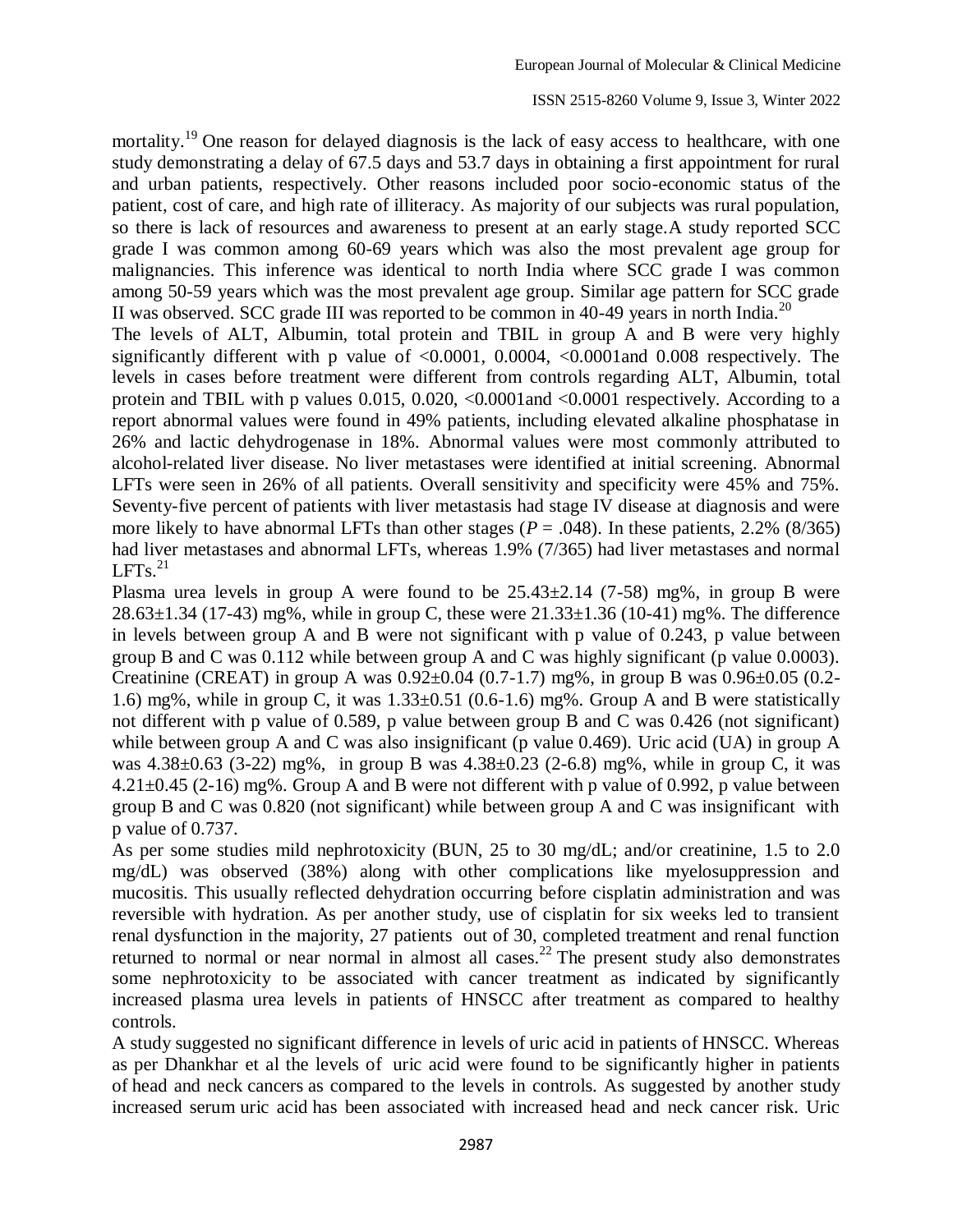mortality.[19] One reason for delayed diagnosis is the lack of easy access to healthcare, with one study demonstrating a delay of 67.5 days and 53.7 days in obtaining a first appointment for rural and urban patients, respectively. Other reasons included poor socio-economic status of the patient, cost of care, and high rate of illiteracy. As majority of our subjects was rural population, so there is lack of resources and awareness to present at an early stage.A study reported SCC grade I was common among 60-69 years which was also the most prevalent age group for malignancies. This inference was identical to north India where SCC grade I was common among 50-59 years which was the most prevalent age group. Similar age pattern for SCC grade II was observed. SCC grade III was reported to be common in 40-49 years in north India.[20]

The levels of ALT, Albumin, total protein and TBIL in group A and B were very highly significantly different with p value of <0.0001, 0.0004, <0.0001and 0.008 respectively. The levels in cases before treatment were different from controls regarding ALT, Albumin, total protein and TBIL with p values 0.015, 0.020, <0.0001and <0.0001 respectively. According to a report abnormal values were found in 49% patients, including elevated alkaline phosphatase in 26% and lactic dehydrogenase in 18%. Abnormal values were most commonly attributed to alcohol-related liver disease. No liver metastases were identified at initial screening. Abnormal LFTs were seen in 26% of all patients. Overall sensitivity and specificity were 45% and 75%. Seventy-five percent of patients with liver metastasis had stage IV disease at diagnosis and were more likely to have abnormal LFTs than other stages ($P = .048$). In these patients, 2.2% (8/365) had liver metastases and abnormal LFTs, whereas 1.9% (7/365) had liver metastases and normal LFTs.[21]

Plasma urea levels in group A were found to be 25.43±2.14 (7-58) mg%, in group B were 28.63±1.34 (17-43) mg%, while in group C, these were 21.33±1.36 (10-41) mg%. The difference in levels between group A and B were not significant with p value of 0.243, p value between group B and C was 0.112 while between group A and C was highly significant (p value 0.0003). Creatinine (CREAT) in group A was 0.92±0.04 (0.7-1.7) mg%, in group B was 0.96±0.05 (0.2-1.6) mg%, while in group C, it was 1.33±0.51 (0.6-1.6) mg%. Group A and B were statistically not different with p value of 0.589, p value between group B and C was 0.426 (not significant) while between group A and C was also insignificant (p value 0.469). Uric acid (UA) in group A was 4.38±0.63 (3-22) mg%, in group B was 4.38±0.23 (2-6.8) mg%, while in group C, it was 4.21±0.45 (2-16) mg%. Group A and B were not different with p value of 0.992, p value between group B and C was 0.820 (not significant) while between group A and C was insignificant with p value of 0.737.

As per some studies mild nephrotoxicity (BUN, 25 to 30 mg/dL; and/or creatinine, 1.5 to 2.0 mg/dL) was observed (38%) along with other complications like myelosuppression and mucositis. This usually reflected dehydration occurring before cisplatin administration and was reversible with hydration. As per another study, use of cisplatin for six weeks led to transient renal dysfunction in the majority, 27 patients out of 30, completed treatment and renal function returned to normal or near normal in almost all cases.[22] The present study also demonstrates some nephrotoxicity to be associated with cancer treatment as indicated by significantly increased plasma urea levels in patients of HNSCC after treatment as compared to healthy controls.

A study suggested no significant difference in levels of uric acid in patients of HNSCC. Whereas as per Dhankhar et al the levels of uric acid were found to be significantly higher in patients of head and neck cancers as compared to the levels in controls. As suggested by another study increased serum uric acid has been associated with increased head and neck cancer risk. Uric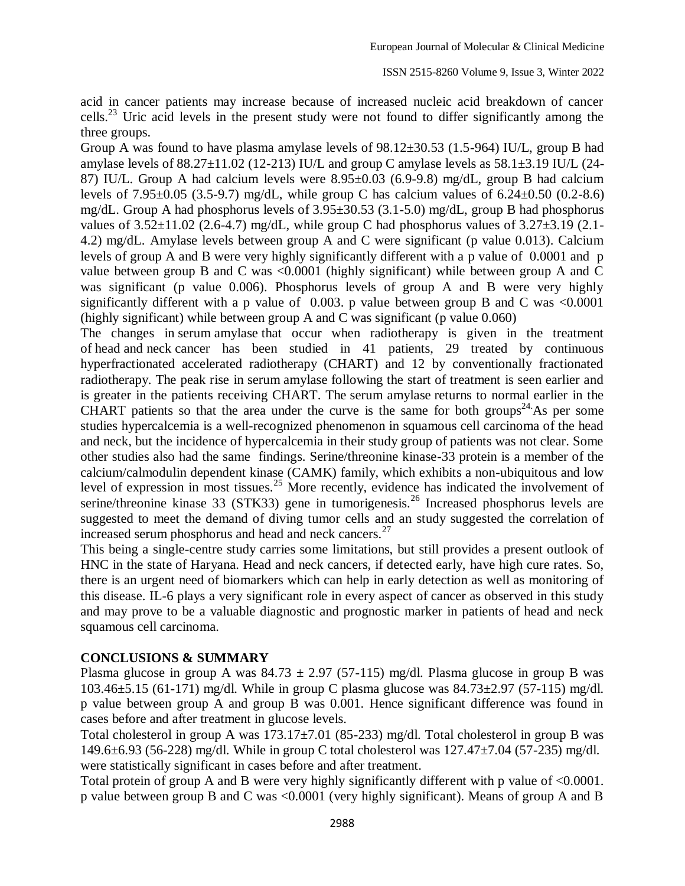acid in cancer patients may increase because of increased nucleic acid breakdown of cancer cells.[23] Uric acid levels in the present study were not found to differ significantly among the three groups.

Group A was found to have plasma amylase levels of 98.12±30.53 (1.5-964) IU/L, group B had amylase levels of 88.27±11.02 (12-213) IU/L and group C amylase levels as 58.1±3.19 IU/L (24-87) IU/L. Group A had calcium levels were 8.95±0.03 (6.9-9.8) mg/dL, group B had calcium levels of 7.95±0.05 (3.5-9.7) mg/dL, while group C has calcium values of 6.24±0.50 (0.2-8.6) mg/dL. Group A had phosphorus levels of 3.95±30.53 (3.1-5.0) mg/dL, group B had phosphorus values of 3.52±11.02 (2.6-4.7) mg/dL, while group C had phosphorus values of 3.27±3.19 (2.1-4.2) mg/dL. Amylase levels between group A and C were significant (p value 0.013). Calcium levels of group A and B were very highly significantly different with a p value of 0.0001 and p value between group B and C was <0.0001 (highly significant) while between group A and C was significant (p value 0.006). Phosphorus levels of group A and B were very highly significantly different with a p value of 0.003. p value between group B and C was <0.0001 (highly significant) while between group A and C was significant (p value 0.060)

The changes in serum amylase that occur when radiotherapy is given in the treatment of head and neck cancer has been studied in 41 patients, 29 treated by continuous hyperfractionated accelerated radiotherapy (CHART) and 12 by conventionally fractionated radiotherapy. The peak rise in serum amylase following the start of treatment is seen earlier and is greater in the patients receiving CHART. The serum amylase returns to normal earlier in the CHART patients so that the area under the curve is the same for both groups[24]. As per some studies hypercalcemia is a well-recognized phenomenon in squamous cell carcinoma of the head and neck, but the incidence of hypercalcemia in their study group of patients was not clear. Some other studies also had the same findings. Serine/threonine kinase-33 protein is a member of the calcium/calmodulin dependent kinase (CAMK) family, which exhibits a non-ubiquitous and low level of expression in most tissues.[25] More recently, evidence has indicated the involvement of serine/threonine kinase 33 (STK33) gene in tumorigenesis.[26] Increased phosphorus levels are suggested to meet the demand of diving tumor cells and an study suggested the correlation of increased serum phosphorus and head and neck cancers.[27]

This being a single-centre study carries some limitations, but still provides a present outlook of HNC in the state of Haryana. Head and neck cancers, if detected early, have high cure rates. So, there is an urgent need of biomarkers which can help in early detection as well as monitoring of this disease. IL-6 plays a very significant role in every aspect of cancer as observed in this study and may prove to be a valuable diagnostic and prognostic marker in patients of head and neck squamous cell carcinoma.

## CONCLUSIONS & SUMMARY

Plasma glucose in group A was 84.73 ± 2.97 (57-115) mg/dl. Plasma glucose in group B was 103.46±5.15 (61-171) mg/dl. While in group C plasma glucose was 84.73±2.97 (57-115) mg/dl. p value between group A and group B was 0.001. Hence significant difference was found in cases before and after treatment in glucose levels.

Total cholesterol in group A was 173.17±7.01 (85-233) mg/dl. Total cholesterol in group B was 149.6±6.93 (56-228) mg/dl. While in group C total cholesterol was 127.47±7.04 (57-235) mg/dl. were statistically significant in cases before and after treatment.

Total protein of group A and B were very highly significantly different with p value of <0.0001. p value between group B and C was <0.0001 (very highly significant). Means of group A and B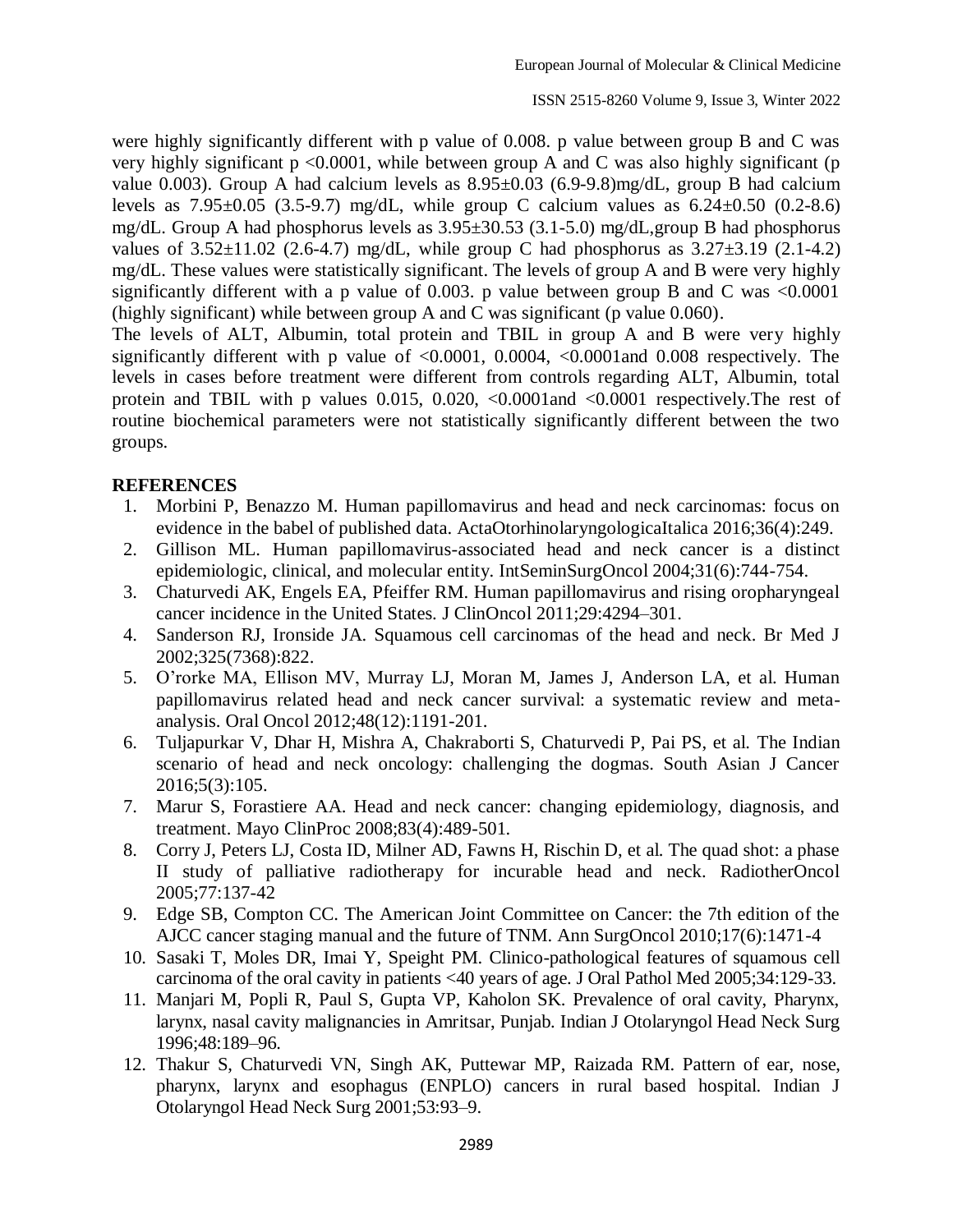were highly significantly different with p value of 0.008. p value between group B and C was very highly significant $p < 0.0001$, while between group A and C was also highly significant (p value 0.003). Group A had calcium levels as $8.95 \pm 0.03$ (6.9-9.8)mg/dL, group B had calcium levels as $7.95 \pm 0.05$ (3.5-9.7) mg/dL, while group C calcium values as $6.24 \pm 0.50$ (0.2-8.6) mg/dL. Group A had phosphorus levels as $3.95 \pm 30.53$ (3.1-5.0) mg/dL,group B had phosphorus values of $3.52 \pm 11.02$ (2.6-4.7) mg/dL, while group C had phosphorus as $3.27 \pm 3.19$ (2.1-4.2) mg/dL. These values were statistically significant. The levels of group A and B were very highly significantly different with a p value of 0.003. p value between group B and C was $<0.0001$ (highly significant) while between group A and C was significant (p value 0.060).

The levels of ALT, Albumin, total protein and TBIL in group A and B were very highly significantly different with p value of $<0.0001$, 0.0004, $<0.0001$and 0.008 respectively. The levels in cases before treatment were different from controls regarding ALT, Albumin, total protein and TBIL with p values 0.015, 0.020, $<0.0001$and $<0.0001$ respectively.The rest of routine biochemical parameters were not statistically significantly different between the two groups.

## REFERENCES

1. Morbini P, Benazzo M. Human papillomavirus and head and neck carcinomas: focus on evidence in the babel of published data. ActaOtorhinolaryngologicaItalica 2016;36(4):249.
2. Gillison ML. Human papillomavirus-associated head and neck cancer is a distinct epidemiologic, clinical, and molecular entity. IntSeminSurgOncol 2004;31(6):744-754.
3. Chaturvedi AK, Engels EA, Pfeiffer RM. Human papillomavirus and rising oropharyngeal cancer incidence in the United States. J ClinOncol 2011;29:4294–301.
4. Sanderson RJ, Ironside JA. Squamous cell carcinomas of the head and neck. Br Med J 2002;325(7368):822.
5. O'rorke MA, Ellison MV, Murray LJ, Moran M, James J, Anderson LA, et al. Human papillomavirus related head and neck cancer survival: a systematic review and meta-analysis. Oral Oncol 2012;48(12):1191-201.
6. Tuljapurkar V, Dhar H, Mishra A, Chakraborti S, Chaturvedi P, Pai PS, et al. The Indian scenario of head and neck oncology: challenging the dogmas. South Asian J Cancer 2016;5(3):105.
7. Marur S, Forastiere AA. Head and neck cancer: changing epidemiology, diagnosis, and treatment. Mayo ClinProc 2008;83(4):489-501.
8. Corry J, Peters LJ, Costa ID, Milner AD, Fawns H, Rischin D, et al. The quad shot: a phase II study of palliative radiotherapy for incurable head and neck. RadiotherOncol 2005;77:137-42
9. Edge SB, Compton CC. The American Joint Committee on Cancer: the 7th edition of the AJCC cancer staging manual and the future of TNM. Ann SurgOncol 2010;17(6):1471-4
10. Sasaki T, Moles DR, Imai Y, Speight PM. Clinico-pathological features of squamous cell carcinoma of the oral cavity in patients <40 years of age. J Oral Pathol Med 2005;34:129-33.
11. Manjari M, Popli R, Paul S, Gupta VP, Kaholon SK. Prevalence of oral cavity, Pharynx, larynx, nasal cavity malignancies in Amritsar, Punjab. Indian J Otolaryngol Head Neck Surg 1996;48:189–96.
12. Thakur S, Chaturvedi VN, Singh AK, Puttewar MP, Raizada RM. Pattern of ear, nose, pharynx, larynx and esophagus (ENPLO) cancers in rural based hospital. Indian J Otolaryngol Head Neck Surg 2001;53:93–9.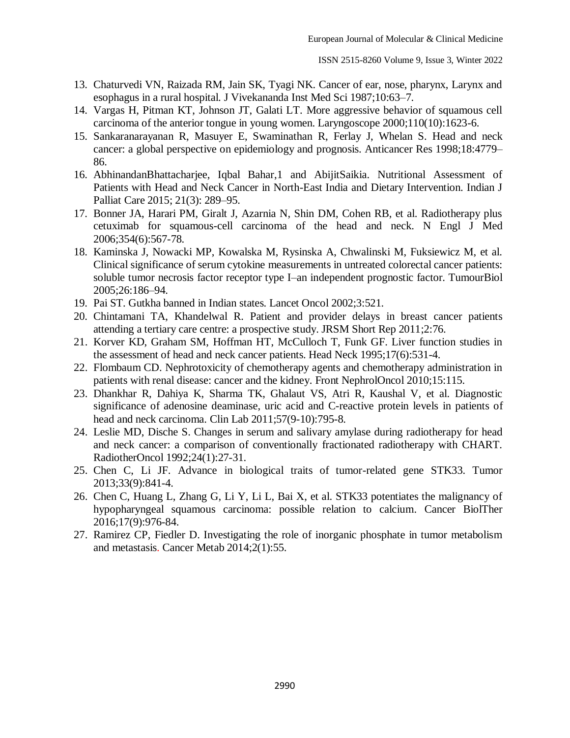13. Chaturvedi VN, Raizada RM, Jain SK, Tyagi NK. Cancer of ear, nose, pharynx, Larynx and esophagus in a rural hospital. J Vivekananda Inst Med Sci 1987;10:63–7.
14. Vargas H, Pitman KT, Johnson JT, Galati LT. More aggressive behavior of squamous cell carcinoma of the anterior tongue in young women. Laryngoscope 2000;110(10):1623-6.
15. Sankaranarayanan R, Masuyer E, Swaminathan R, Ferlay J, Whelan S. Head and neck cancer: a global perspective on epidemiology and prognosis. Anticancer Res 1998;18:4779–86.
16. AbhinandanBhattacharjee, Iqbal Bahar,1 and AbijitSaikia. Nutritional Assessment of Patients with Head and Neck Cancer in North-East India and Dietary Intervention. Indian J Palliat Care 2015; 21(3): 289–95.
17. Bonner JA, Harari PM, Giralt J, Azarnia N, Shin DM, Cohen RB, et al. Radiotherapy plus cetuximab for squamous-cell carcinoma of the head and neck. N Engl J Med 2006;354(6):567-78.
18. Kaminska J, Nowacki MP, Kowalska M, Rysinska A, Chwalinski M, Fuksiewicz M, et al. Clinical significance of serum cytokine measurements in untreated colorectal cancer patients: soluble tumor necrosis factor receptor type I–an independent prognostic factor. TumourBiol 2005;26:186–94.
19. Pai ST. Gutkha banned in Indian states. Lancet Oncol 2002;3:521.
20. Chintamani TA, Khandelwal R. Patient and provider delays in breast cancer patients attending a tertiary care centre: a prospective study. JRSM Short Rep 2011;2:76.
21. Korver KD, Graham SM, Hoffman HT, McCulloch T, Funk GF. Liver function studies in the assessment of head and neck cancer patients. Head Neck 1995;17(6):531-4.
22. Flombaum CD. Nephrotoxicity of chemotherapy agents and chemotherapy administration in patients with renal disease: cancer and the kidney. Front NephrolOncol 2010;15:115.
23. Dhankhar R, Dahiya K, Sharma TK, Ghalaut VS, Atri R, Kaushal V, et al. Diagnostic significance of adenosine deaminase, uric acid and C-reactive protein levels in patients of head and neck carcinoma. Clin Lab 2011;57(9-10):795-8.
24. Leslie MD, Dische S. Changes in serum and salivary amylase during radiotherapy for head and neck cancer: a comparison of conventionally fractionated radiotherapy with CHART. RadiotherOncol 1992;24(1):27-31.
25. Chen C, Li JF. Advance in biological traits of tumor-related gene STK33. Tumor 2013;33(9):841-4.
26. Chen C, Huang L, Zhang G, Li Y, Li L, Bai X, et al. STK33 potentiates the malignancy of hypopharyngeal squamous carcinoma: possible relation to calcium. Cancer BiolTher 2016;17(9):976-84.
27. Ramirez CP, Fiedler D. Investigating the role of inorganic phosphate in tumor metabolism and metastasis. Cancer Metab 2014;2(1):55.